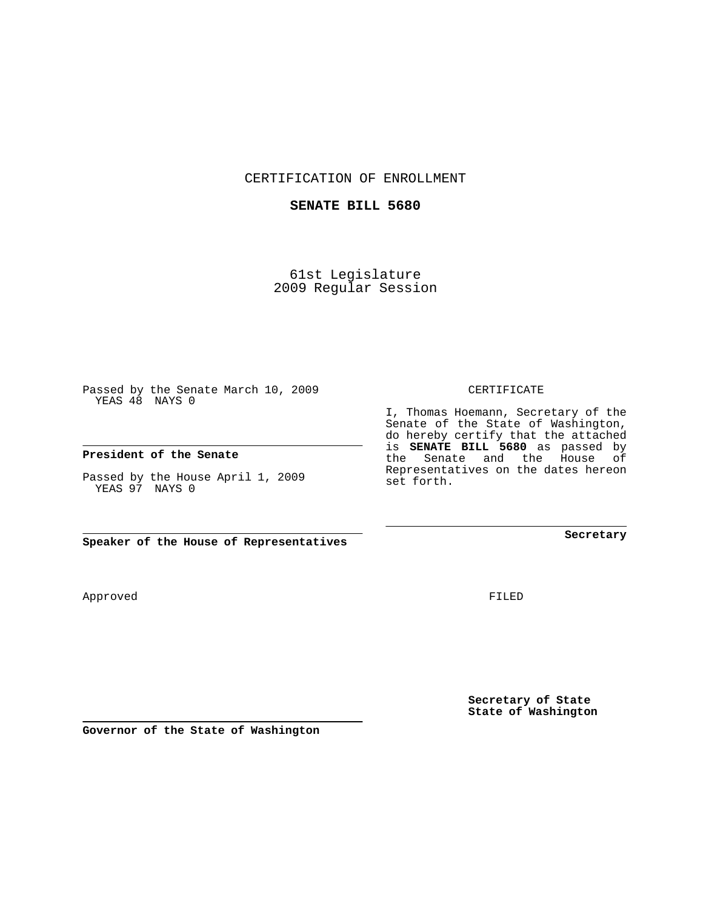CERTIFICATION OF ENROLLMENT

**SENATE BILL 5680**

61st Legislature
2009 Regular Session

Passed by the Senate March 10, 2009
YEAS 48 NAYS 0

**President of the Senate**

Passed by the House April 1, 2009
YEAS 97 NAYS 0

**Speaker of the House of Representatives**

CERTIFICATE

I, Thomas Hoemann, Secretary of the Senate of the State of Washington, do hereby certify that the attached is **SENATE BILL 5680** as passed by the Senate and the House of Representatives on the dates hereon set forth.

**Secretary**

Approved

FILED

**Secretary of State**
**State of Washington**

**Governor of the State of Washington**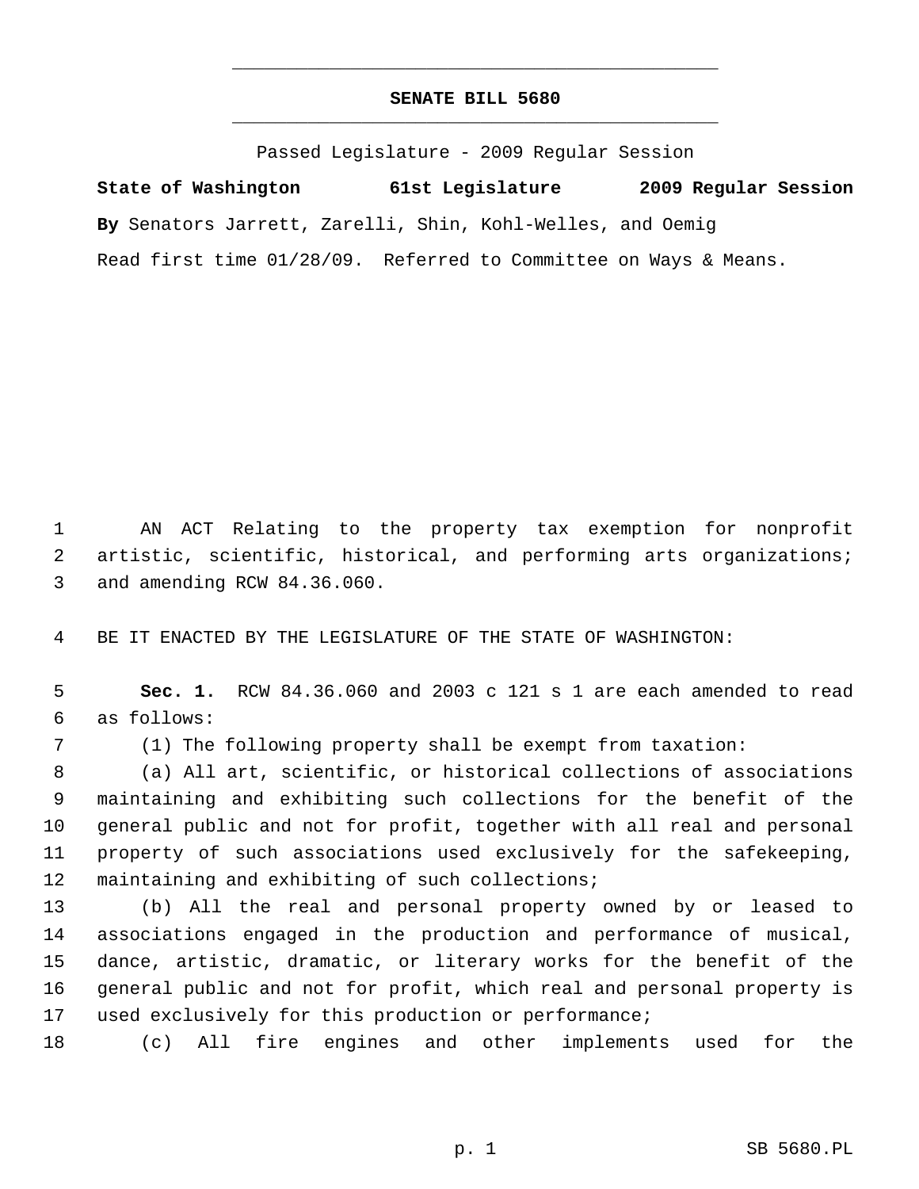# SENATE BILL 5680

Passed Legislature - 2009 Regular Session

**State of Washington 61st Legislature 2009 Regular Session**

**By** Senators Jarrett, Zarelli, Shin, Kohl-Welles, and Oemig

Read first time 01/28/09. Referred to Committee on Ways & Means.

1 AN ACT Relating to the property tax exemption for nonprofit
2 artistic, scientific, historical, and performing arts organizations;
3 and amending RCW 84.36.060.

4 BE IT ENACTED BY THE LEGISLATURE OF THE STATE OF WASHINGTON:

5 **Sec. 1.** RCW 84.36.060 and 2003 c 121 s 1 are each amended to read
6 as follows:

7 (1) The following property shall be exempt from taxation:

8 (a) All art, scientific, or historical collections of associations
9 maintaining and exhibiting such collections for the benefit of the
10 general public and not for profit, together with all real and personal
11 property of such associations used exclusively for the safekeeping,
12 maintaining and exhibiting of such collections;

13 (b) All the real and personal property owned by or leased to
14 associations engaged in the production and performance of musical,
15 dance, artistic, dramatic, or literary works for the benefit of the
16 general public and not for profit, which real and personal property is
17 used exclusively for this production or performance;

18 (c) All fire engines and other implements used for the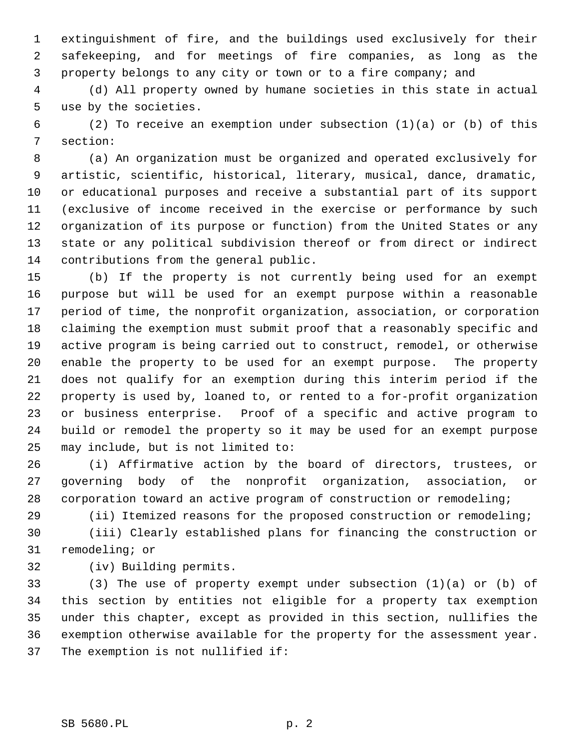extinguishment of fire, and the buildings used exclusively for their safekeeping, and for meetings of fire companies, as long as the property belongs to any city or town or to a fire company; and

(d) All property owned by humane societies in this state in actual use by the societies.

(2) To receive an exemption under subsection (1)(a) or (b) of this section:

(a) An organization must be organized and operated exclusively for artistic, scientific, historical, literary, musical, dance, dramatic, or educational purposes and receive a substantial part of its support (exclusive of income received in the exercise or performance by such organization of its purpose or function) from the United States or any state or any political subdivision thereof or from direct or indirect contributions from the general public.

(b) If the property is not currently being used for an exempt purpose but will be used for an exempt purpose within a reasonable period of time, the nonprofit organization, association, or corporation claiming the exemption must submit proof that a reasonably specific and active program is being carried out to construct, remodel, or otherwise enable the property to be used for an exempt purpose. The property does not qualify for an exemption during this interim period if the property is used by, loaned to, or rented to a for-profit organization or business enterprise. Proof of a specific and active program to build or remodel the property so it may be used for an exempt purpose may include, but is not limited to:

(i) Affirmative action by the board of directors, trustees, or governing body of the nonprofit organization, association, or corporation toward an active program of construction or remodeling;

(ii) Itemized reasons for the proposed construction or remodeling;

(iii) Clearly established plans for financing the construction or remodeling; or

(iv) Building permits.

(3) The use of property exempt under subsection (1)(a) or (b) of this section by entities not eligible for a property tax exemption under this chapter, except as provided in this section, nullifies the exemption otherwise available for the property for the assessment year. The exemption is not nullified if: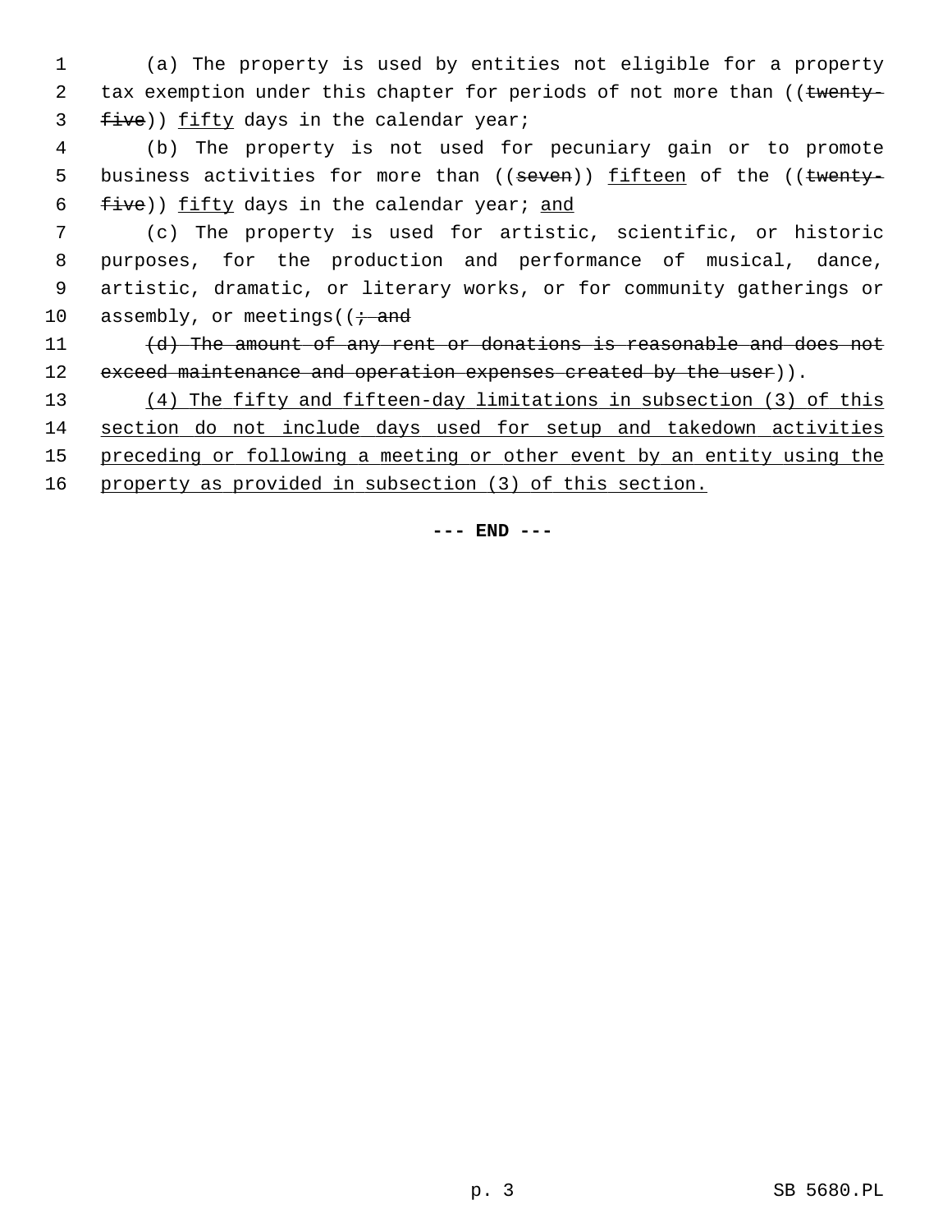(a) The property is used by entities not eligible for a property tax exemption under this chapter for periods of not more than ((~~twenty-five~~)) <u>fifty</u> days in the calendar year;

(b) The property is not used for pecuniary gain or to promote business activities for more than ((~~seven~~)) <u>fifteen</u> of the ((~~twenty-five~~)) <u>fifty</u> days in the calendar year; <u>and</u>

(c) The property is used for artistic, scientific, or historic purposes, for the production and performance of musical, dance, artistic, dramatic, or literary works, or for community gatherings or assembly, or meetings((~~; and~~

~~(d) The amount of any rent or donations is reasonable and does not exceed maintenance and operation expenses created by the user~~)).

<u>(4) The fifty and fifteen-day limitations in subsection (3) of this section do not include days used for setup and takedown activities preceding or following a meeting or other event by an entity using the property as provided in subsection (3) of this section.</u>

**--- END ---**